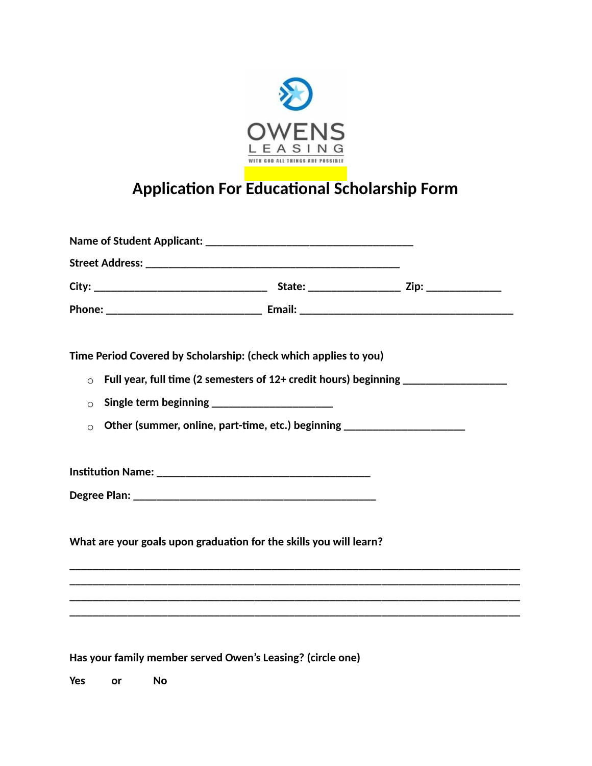OWENS

LEASING

WITH GOD ALL THINGS ARE POSSIBLE

# Application For Educational Scholarship Form

**Name of Student Applicant:** _____________________________________

**Street Address:** _____________________________________________

**City:** _____________________________ **State:** ________________ **Zip:** _____________

**Phone:** ____________________________ **Email:** ______________________________________

**Time Period Covered by Scholarship: (check which applies to you)**

- ○ **Full year, full time (2 semesters of 12+ credit hours) beginning** __________________
- ○ **Single term beginning** _____________________
- ○ **Other (summer, online, part-time, etc.) beginning** _____________________

**Institution Name:** ______________________________________

**Degree Plan:** ____________________________________________

**What are your goals upon graduation for the skills you will learn?**

________________________________________________________________________________
________________________________________________________________________________
________________________________________________________________________________
________________________________________________________________________________

**Has your family member served Owen's Leasing? (circle one)**

**Yes or No**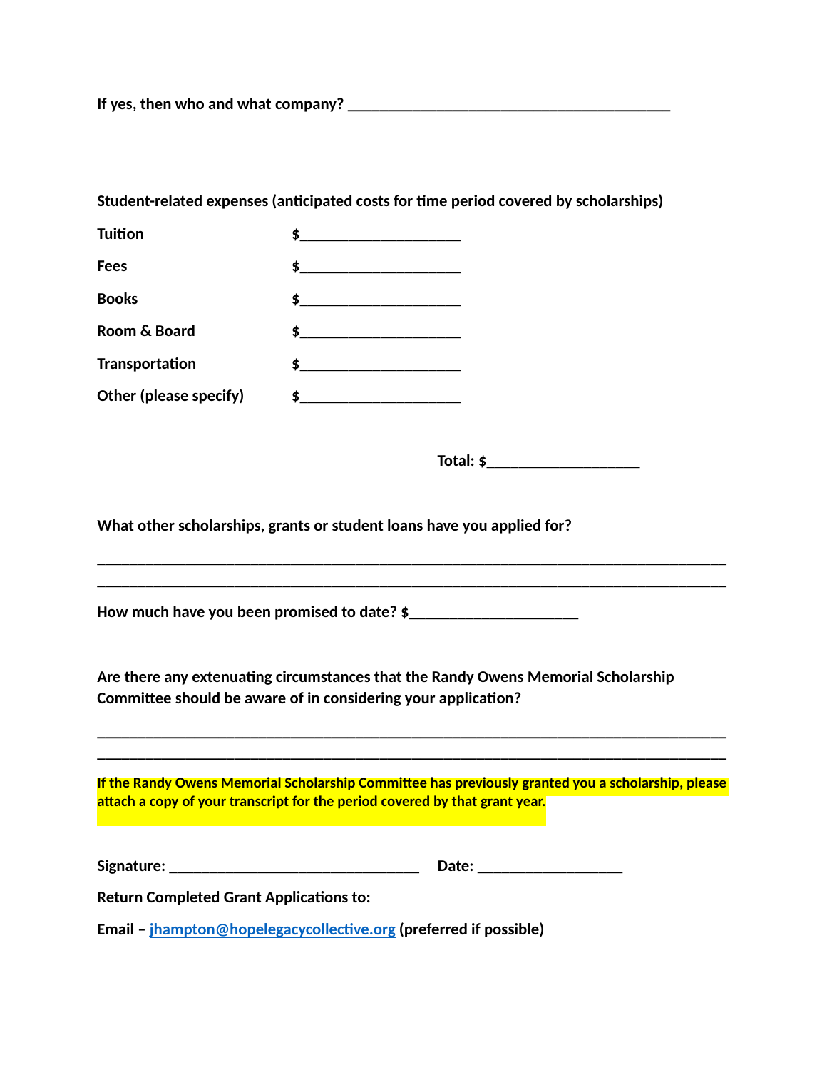**If yes, then who and what company? ___________________________________________**

**Student-related expenses (anticipated costs for time period covered by scholarships)**

| | |
|---|---|
| **Tuition** | **$_____________________** |
| **Fees** | **$_____________________** |
| **Books** | **$_____________________** |
| **Room & Board** | **$_____________________** |
| **Transportation** | **$_____________________** |
| **Other (please specify)** | **$_____________________** |

**Total: $____________________**

**What other scholarships, grants or student loans have you applied for?**

**_______________________________________________________________________________**

**_______________________________________________________________________________**

**How much have you been promised to date? $______________________**

**Are there any extenuating circumstances that the Randy Owens Memorial Scholarship Committee should be aware of in considering your application?**

**_______________________________________________________________________________**

**_______________________________________________________________________________**

**If the Randy Owens Memorial Scholarship Committee has previously granted you a scholarship, please attach a copy of your transcript for the period covered by that grant year.**

**Signature: _________________________________ Date: ___________________**

**Return Completed Grant Applications to:**

**Email – [jhampton@hopelegacycollective.org](mailto:jhampton@hopelegacycollective.org) (preferred if possible)**